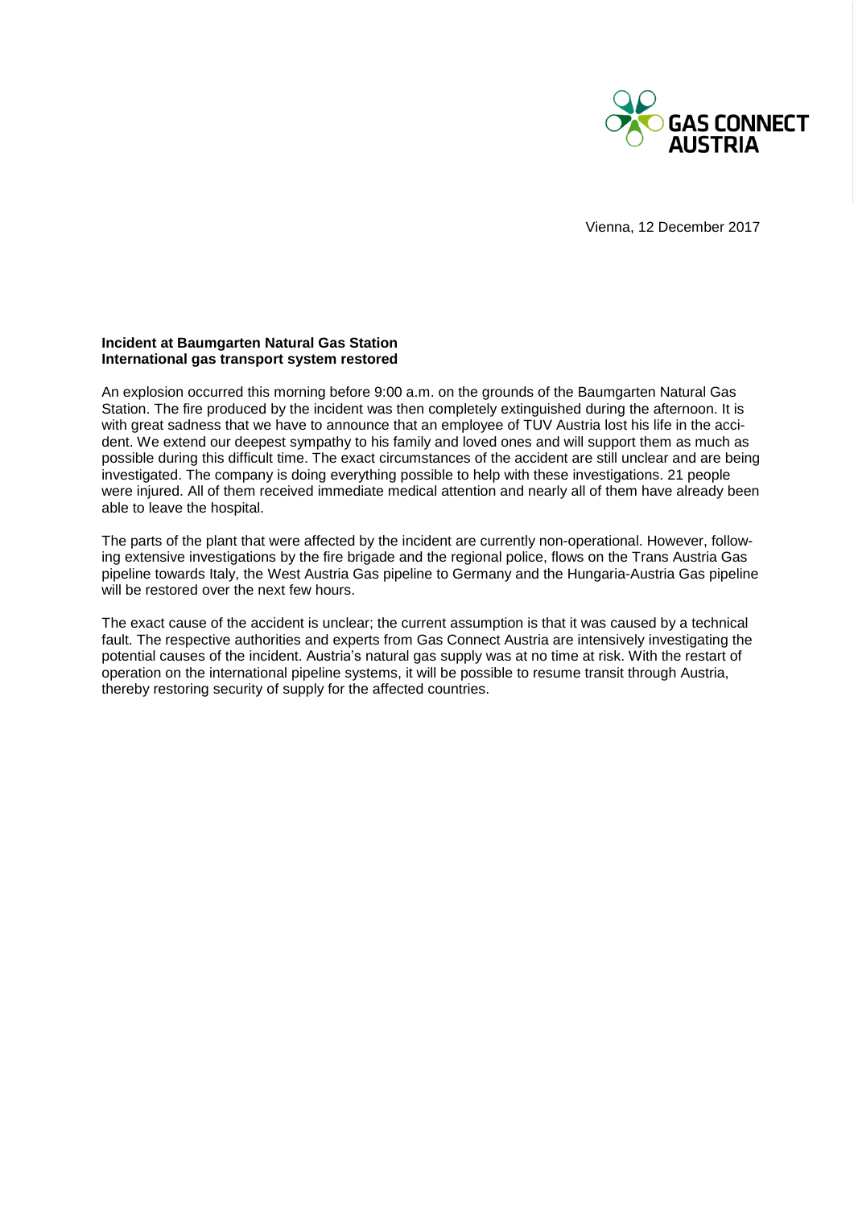GAS CONNECT AUSTRIA

Vienna, 12 December 2017

**Incident at Baumgarten Natural Gas Station**
**International gas transport system restored**

An explosion occurred this morning before 9:00 a.m. on the grounds of the Baumgarten Natural Gas Station. The fire produced by the incident was then completely extinguished during the afternoon. It is with great sadness that we have to announce that an employee of TUV Austria lost his life in the accident. We extend our deepest sympathy to his family and loved ones and will support them as much as possible during this difficult time. The exact circumstances of the accident are still unclear and are being investigated. The company is doing everything possible to help with these investigations. 21 people were injured. All of them received immediate medical attention and nearly all of them have already been able to leave the hospital.

The parts of the plant that were affected by the incident are currently non-operational. However, following extensive investigations by the fire brigade and the regional police, flows on the Trans Austria Gas pipeline towards Italy, the West Austria Gas pipeline to Germany and the Hungaria-Austria Gas pipeline will be restored over the next few hours.

The exact cause of the accident is unclear; the current assumption is that it was caused by a technical fault. The respective authorities and experts from Gas Connect Austria are intensively investigating the potential causes of the incident. Austria's natural gas supply was at no time at risk. With the restart of operation on the international pipeline systems, it will be possible to resume transit through Austria, thereby restoring security of supply for the affected countries.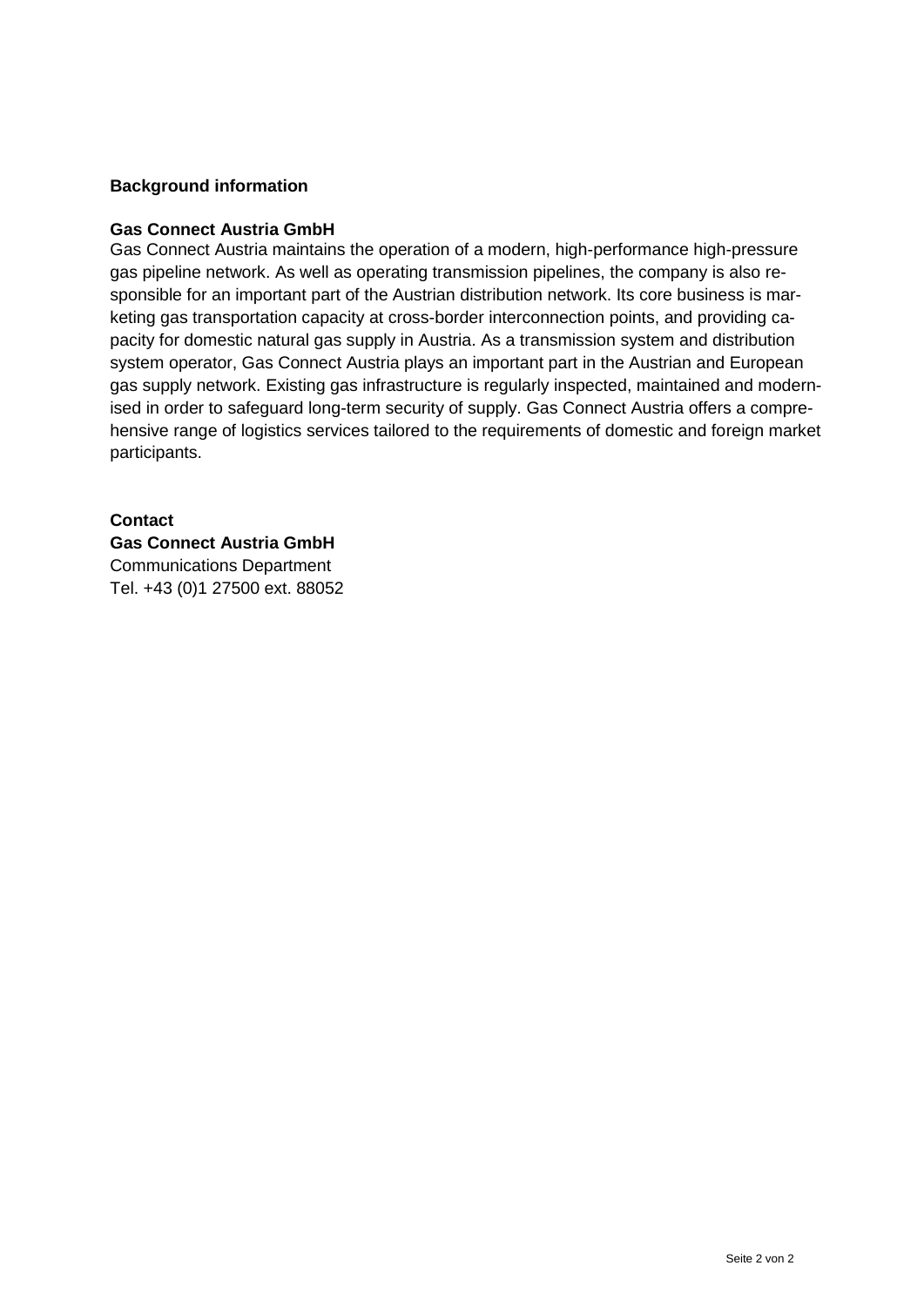**Background information**

**Gas Connect Austria GmbH**

Gas Connect Austria maintains the operation of a modern, high-performance high-pressure gas pipeline network. As well as operating transmission pipelines, the company is also responsible for an important part of the Austrian distribution network. Its core business is marketing gas transportation capacity at cross-border interconnection points, and providing capacity for domestic natural gas supply in Austria. As a transmission system and distribution system operator, Gas Connect Austria plays an important part in the Austrian and European gas supply network. Existing gas infrastructure is regularly inspected, maintained and modernised in order to safeguard long-term security of supply. Gas Connect Austria offers a comprehensive range of logistics services tailored to the requirements of domestic and foreign market participants.

**Contact**
**Gas Connect Austria GmbH**
Communications Department
Tel. +43 (0)1 27500 ext. 88052